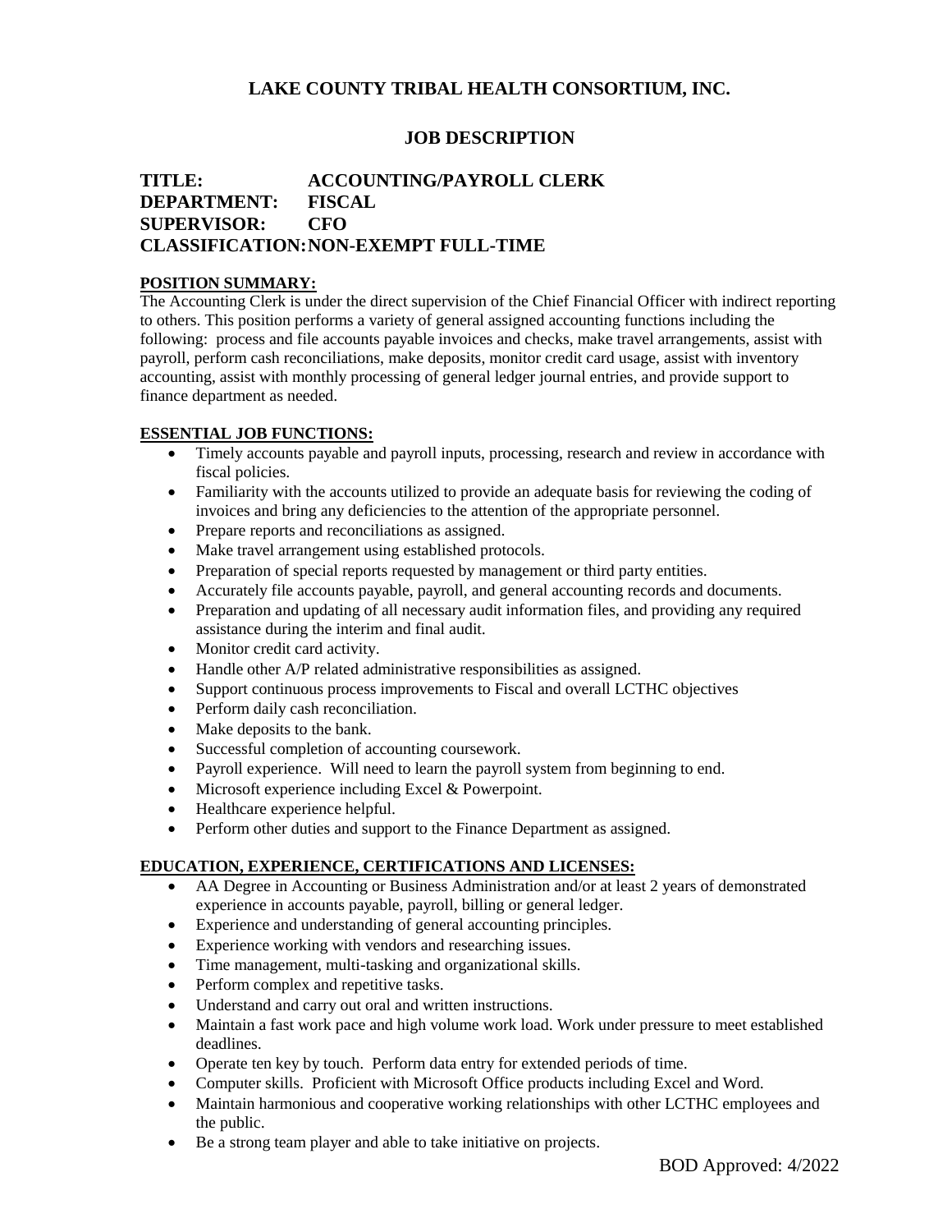# LAKE COUNTY TRIBAL HEALTH CONSORTIUM, INC.

## JOB DESCRIPTION

**TITLE:** ACCOUNTING/PAYROLL CLERK
**DEPARTMENT:** FISCAL
**SUPERVISOR:** CFO
**CLASSIFICATION:** NON-EXEMPT FULL-TIME

**POSITION SUMMARY:**

The Accounting Clerk is under the direct supervision of the Chief Financial Officer with indirect reporting to others. This position performs a variety of general assigned accounting functions including the following: process and file accounts payable invoices and checks, make travel arrangements, assist with payroll, perform cash reconciliations, make deposits, monitor credit card usage, assist with inventory accounting, assist with monthly processing of general ledger journal entries, and provide support to finance department as needed.

**ESSENTIAL JOB FUNCTIONS:**

- Timely accounts payable and payroll inputs, processing, research and review in accordance with fiscal policies.
- Familiarity with the accounts utilized to provide an adequate basis for reviewing the coding of invoices and bring any deficiencies to the attention of the appropriate personnel.
- Prepare reports and reconciliations as assigned.
- Make travel arrangement using established protocols.
- Preparation of special reports requested by management or third party entities.
- Accurately file accounts payable, payroll, and general accounting records and documents.
- Preparation and updating of all necessary audit information files, and providing any required assistance during the interim and final audit.
- Monitor credit card activity.
- Handle other A/P related administrative responsibilities as assigned.
- Support continuous process improvements to Fiscal and overall LCTHC objectives
- Perform daily cash reconciliation.
- Make deposits to the bank.
- Successful completion of accounting coursework.
- Payroll experience. Will need to learn the payroll system from beginning to end.
- Microsoft experience including Excel & Powerpoint.
- Healthcare experience helpful.
- Perform other duties and support to the Finance Department as assigned.

**EDUCATION, EXPERIENCE, CERTIFICATIONS AND LICENSES:**

- AA Degree in Accounting or Business Administration and/or at least 2 years of demonstrated experience in accounts payable, payroll, billing or general ledger.
- Experience and understanding of general accounting principles.
- Experience working with vendors and researching issues.
- Time management, multi-tasking and organizational skills.
- Perform complex and repetitive tasks.
- Understand and carry out oral and written instructions.
- Maintain a fast work pace and high volume work load. Work under pressure to meet established deadlines.
- Operate ten key by touch. Perform data entry for extended periods of time.
- Computer skills. Proficient with Microsoft Office products including Excel and Word.
- Maintain harmonious and cooperative working relationships with other LCTHC employees and the public.
- Be a strong team player and able to take initiative on projects.

BOD Approved: 4/2022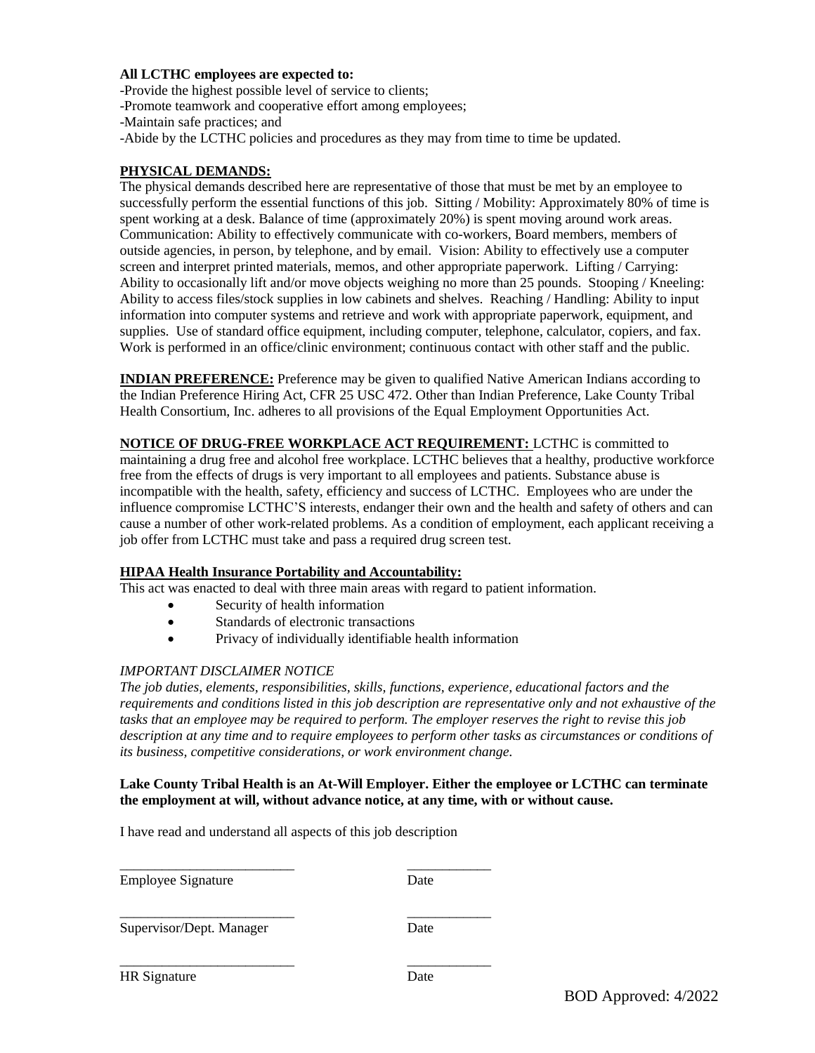**All LCTHC employees are expected to:**

-Provide the highest possible level of service to clients;
-Promote teamwork and cooperative effort among employees;
-Maintain safe practices; and
-Abide by the LCTHC policies and procedures as they may from time to time be updated.

**PHYSICAL DEMANDS:**

The physical demands described here are representative of those that must be met by an employee to successfully perform the essential functions of this job. Sitting / Mobility: Approximately 80% of time is spent working at a desk. Balance of time (approximately 20%) is spent moving around work areas. Communication: Ability to effectively communicate with co-workers, Board members, members of outside agencies, in person, by telephone, and by email. Vision: Ability to effectively use a computer screen and interpret printed materials, memos, and other appropriate paperwork. Lifting / Carrying: Ability to occasionally lift and/or move objects weighing no more than 25 pounds. Stooping / Kneeling: Ability to access files/stock supplies in low cabinets and shelves. Reaching / Handling: Ability to input information into computer systems and retrieve and work with appropriate paperwork, equipment, and supplies. Use of standard office equipment, including computer, telephone, calculator, copiers, and fax. Work is performed in an office/clinic environment; continuous contact with other staff and the public.

**INDIAN PREFERENCE:** Preference may be given to qualified Native American Indians according to the Indian Preference Hiring Act, CFR 25 USC 472. Other than Indian Preference, Lake County Tribal Health Consortium, Inc. adheres to all provisions of the Equal Employment Opportunities Act.

**NOTICE OF DRUG-FREE WORKPLACE ACT REQUIREMENT:** LCTHC is committed to maintaining a drug free and alcohol free workplace. LCTHC believes that a healthy, productive workforce free from the effects of drugs is very important to all employees and patients. Substance abuse is incompatible with the health, safety, efficiency and success of LCTHC. Employees who are under the influence compromise LCTHC'S interests, endanger their own and the health and safety of others and can cause a number of other work-related problems. As a condition of employment, each applicant receiving a job offer from LCTHC must take and pass a required drug screen test.

**HIPAA Health Insurance Portability and Accountability:**

This act was enacted to deal with three main areas with regard to patient information.

- Security of health information
- Standards of electronic transactions
- Privacy of individually identifiable health information

*IMPORTANT DISCLAIMER NOTICE*

*The job duties, elements, responsibilities, skills, functions, experience, educational factors and the requirements and conditions listed in this job description are representative only and not exhaustive of the tasks that an employee may be required to perform. The employer reserves the right to revise this job description at any time and to require employees to perform other tasks as circumstances or conditions of its business, competitive considerations, or work environment change.*

**Lake County Tribal Health is an At-Will Employer. Either the employee or LCTHC can terminate the employment at will, without advance notice, at any time, with or without cause.**

I have read and understand all aspects of this job description

_________________________ ____________
Employee Signature Date

_________________________ ____________
Supervisor/Dept. Manager Date

_________________________ ____________
HR Signature Date

BOD Approved: 4/2022